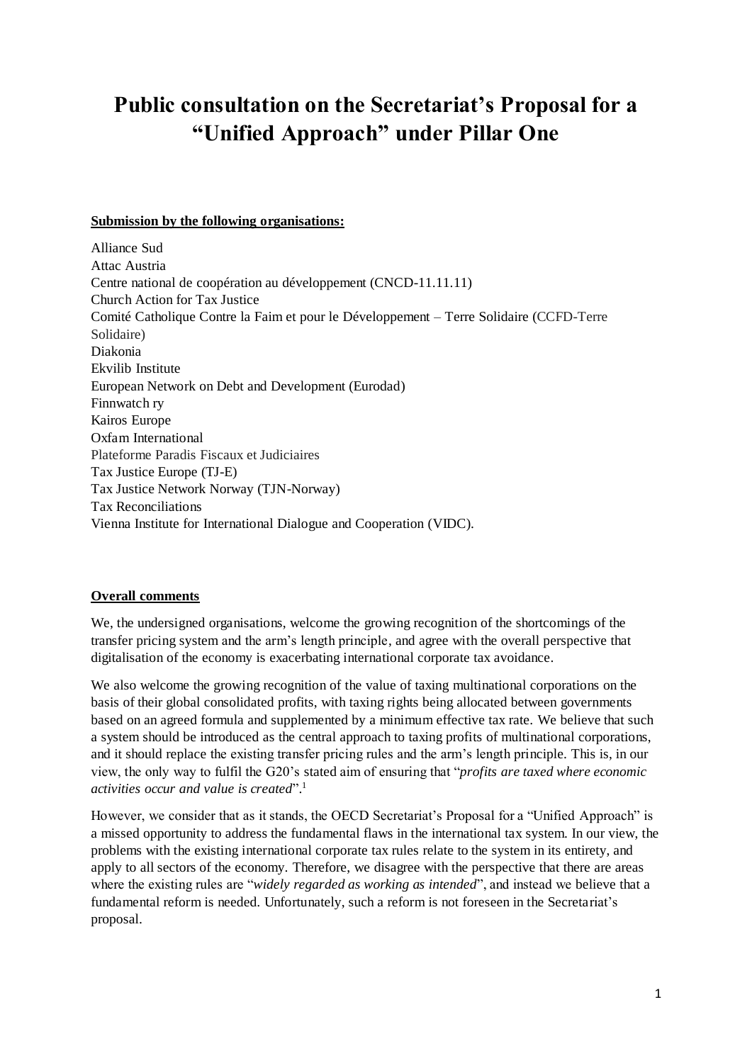# Public consultation on the Secretariat's Proposal for a "Unified Approach" under Pillar One

**Submission by the following organisations:**

Alliance Sud
Attac Austria
Centre national de coopération au développement (CNCD-11.11.11)
Church Action for Tax Justice
Comité Catholique Contre la Faim et pour le Développement – Terre Solidaire (CCFD-Terre Solidaire)
Diakonia
Ekvilib Institute
European Network on Debt and Development (Eurodad)
Finnwatch ry
Kairos Europe
Oxfam International
Plateforme Paradis Fiscaux et Judiciaires
Tax Justice Europe (TJ-E)
Tax Justice Network Norway (TJN-Norway)
Tax Reconciliations
Vienna Institute for International Dialogue and Cooperation (VIDC).

**Overall comments**

We, the undersigned organisations, welcome the growing recognition of the shortcomings of the transfer pricing system and the arm's length principle, and agree with the overall perspective that digitalisation of the economy is exacerbating international corporate tax avoidance.

We also welcome the growing recognition of the value of taxing multinational corporations on the basis of their global consolidated profits, with taxing rights being allocated between governments based on an agreed formula and supplemented by a minimum effective tax rate. We believe that such a system should be introduced as the central approach to taxing profits of multinational corporations, and it should replace the existing transfer pricing rules and the arm's length principle. This is, in our view, the only way to fulfil the G20's stated aim of ensuring that "*profits are taxed where economic activities occur and value is created*".[1]

However, we consider that as it stands, the OECD Secretariat's Proposal for a "Unified Approach" is a missed opportunity to address the fundamental flaws in the international tax system. In our view, the problems with the existing international corporate tax rules relate to the system in its entirety, and apply to all sectors of the economy. Therefore, we disagree with the perspective that there are areas where the existing rules are "*widely regarded as working as intended*", and instead we believe that a fundamental reform is needed. Unfortunately, such a reform is not foreseen in the Secretariat's proposal.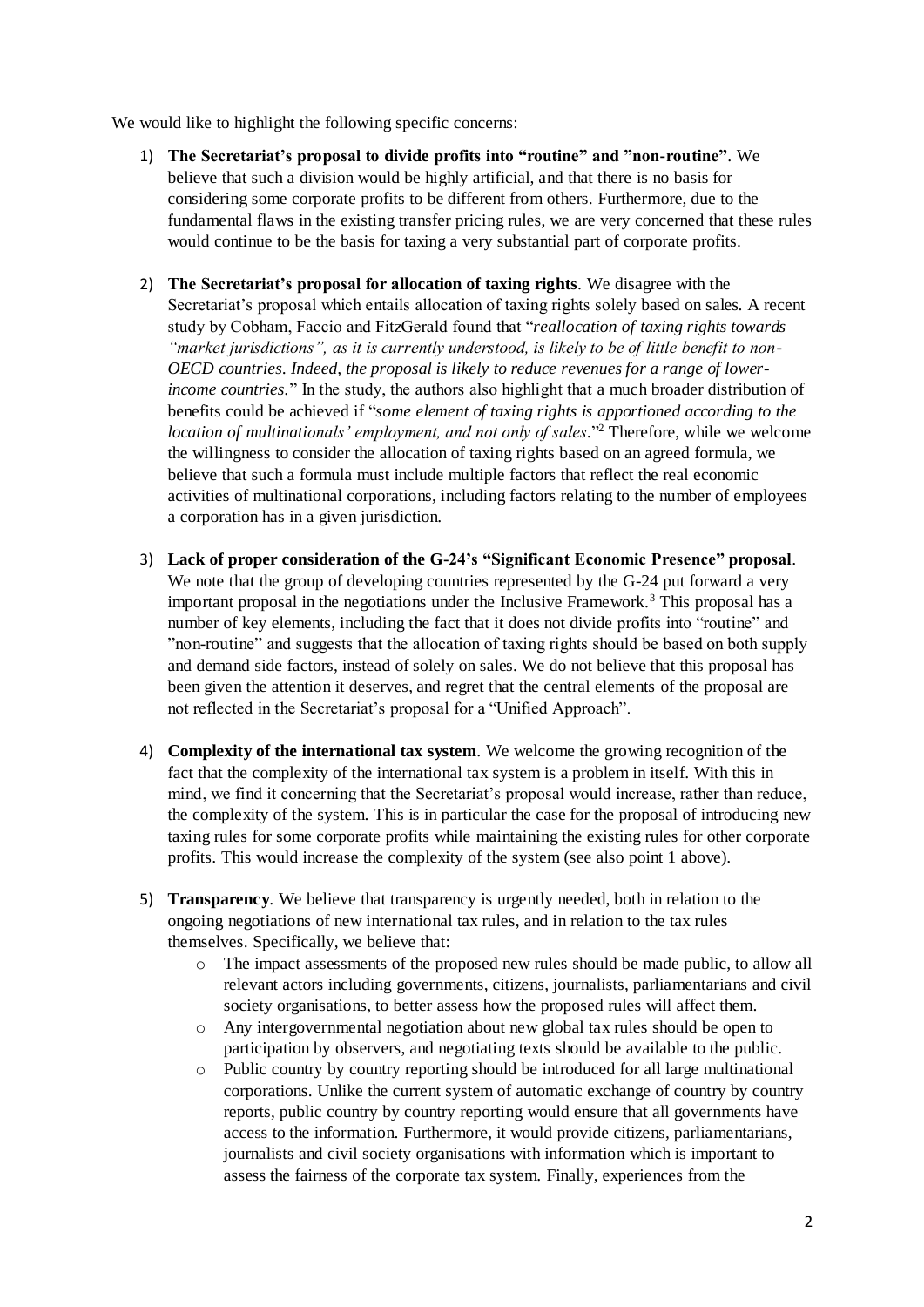We would like to highlight the following specific concerns:

1) **The Secretariat's proposal to divide profits into "routine" and "non-routine"**. We believe that such a division would be highly artificial, and that there is no basis for considering some corporate profits to be different from others. Furthermore, due to the fundamental flaws in the existing transfer pricing rules, we are very concerned that these rules would continue to be the basis for taxing a very substantial part of corporate profits.

2) **The Secretariat's proposal for allocation of taxing rights**. We disagree with the Secretariat's proposal which entails allocation of taxing rights solely based on sales. A recent study by Cobham, Faccio and FitzGerald found that "*reallocation of taxing rights towards "market jurisdictions", as it is currently understood, is likely to be of little benefit to non-OECD countries. Indeed, the proposal is likely to reduce revenues for a range of lower-income countries.*" In the study, the authors also highlight that a much broader distribution of benefits could be achieved if "*some element of taxing rights is apportioned according to the location of multinationals' employment, and not only of sales*."[2] Therefore, while we welcome the willingness to consider the allocation of taxing rights based on an agreed formula, we believe that such a formula must include multiple factors that reflect the real economic activities of multinational corporations, including factors relating to the number of employees a corporation has in a given jurisdiction.

3) **Lack of proper consideration of the G-24's "Significant Economic Presence" proposal**. We note that the group of developing countries represented by the G-24 put forward a very important proposal in the negotiations under the Inclusive Framework.[3] This proposal has a number of key elements, including the fact that it does not divide profits into "routine" and "non-routine" and suggests that the allocation of taxing rights should be based on both supply and demand side factors, instead of solely on sales. We do not believe that this proposal has been given the attention it deserves, and regret that the central elements of the proposal are not reflected in the Secretariat's proposal for a "Unified Approach".

4) **Complexity of the international tax system**. We welcome the growing recognition of the fact that the complexity of the international tax system is a problem in itself. With this in mind, we find it concerning that the Secretariat's proposal would increase, rather than reduce, the complexity of the system. This is in particular the case for the proposal of introducing new taxing rules for some corporate profits while maintaining the existing rules for other corporate profits. This would increase the complexity of the system (see also point 1 above).

5) **Transparency**. We believe that transparency is urgently needed, both in relation to the ongoing negotiations of new international tax rules, and in relation to the tax rules themselves. Specifically, we believe that:
   - The impact assessments of the proposed new rules should be made public, to allow all relevant actors including governments, citizens, journalists, parliamentarians and civil society organisations, to better assess how the proposed rules will affect them.
   - Any intergovernmental negotiation about new global tax rules should be open to participation by observers, and negotiating texts should be available to the public.
   - Public country by country reporting should be introduced for all large multinational corporations. Unlike the current system of automatic exchange of country by country reports, public country by country reporting would ensure that all governments have access to the information. Furthermore, it would provide citizens, parliamentarians, journalists and civil society organisations with information which is important to assess the fairness of the corporate tax system. Finally, experiences from the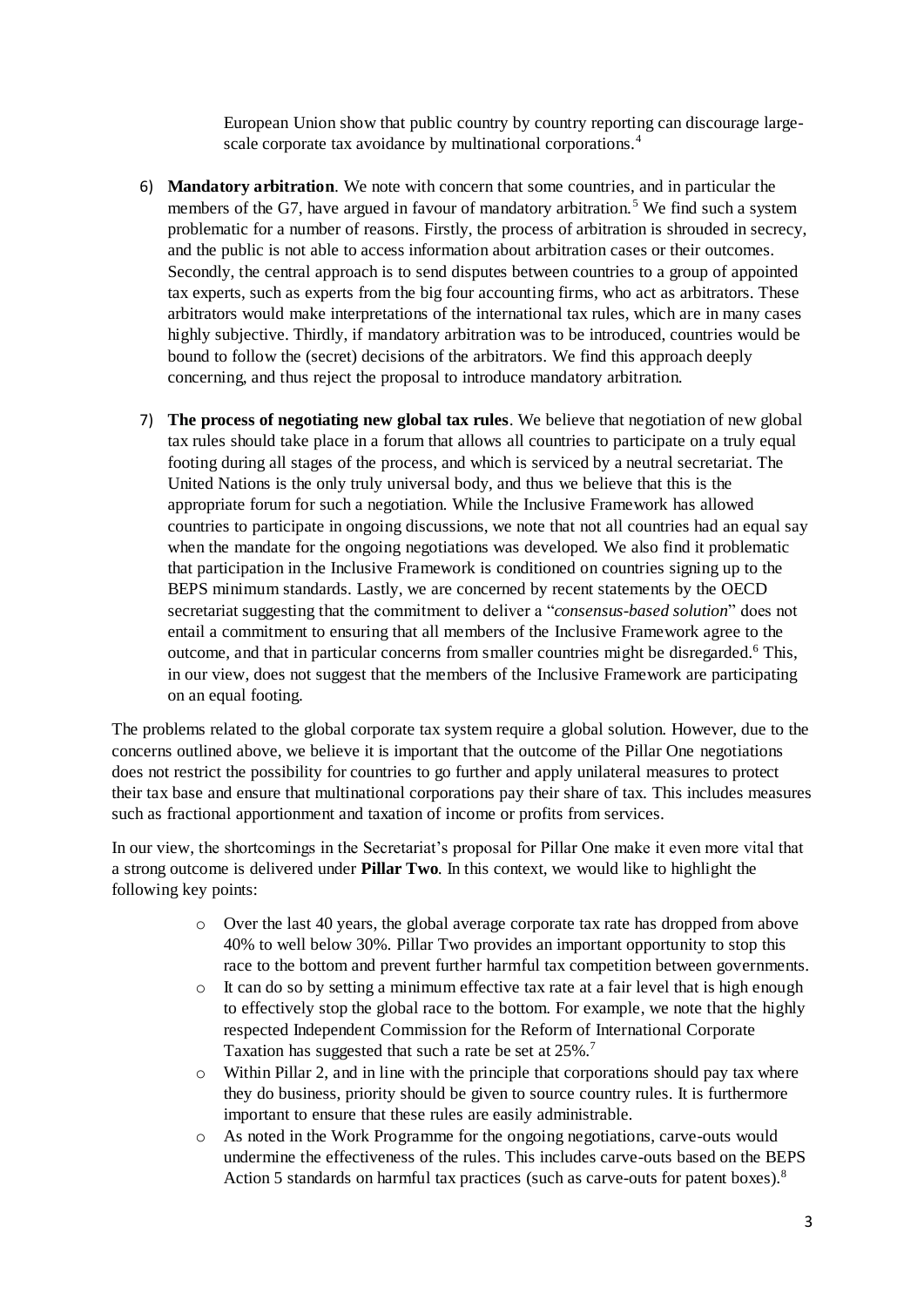European Union show that public country by country reporting can discourage large-scale corporate tax avoidance by multinational corporations.[4]

6) **Mandatory arbitration**. We note with concern that some countries, and in particular the members of the G7, have argued in favour of mandatory arbitration.[5] We find such a system problematic for a number of reasons. Firstly, the process of arbitration is shrouded in secrecy, and the public is not able to access information about arbitration cases or their outcomes. Secondly, the central approach is to send disputes between countries to a group of appointed tax experts, such as experts from the big four accounting firms, who act as arbitrators. These arbitrators would make interpretations of the international tax rules, which are in many cases highly subjective. Thirdly, if mandatory arbitration was to be introduced, countries would be bound to follow the (secret) decisions of the arbitrators. We find this approach deeply concerning, and thus reject the proposal to introduce mandatory arbitration.

7) **The process of negotiating new global tax rules**. We believe that negotiation of new global tax rules should take place in a forum that allows all countries to participate on a truly equal footing during all stages of the process, and which is serviced by a neutral secretariat. The United Nations is the only truly universal body, and thus we believe that this is the appropriate forum for such a negotiation. While the Inclusive Framework has allowed countries to participate in ongoing discussions, we note that not all countries had an equal say when the mandate for the ongoing negotiations was developed. We also find it problematic that participation in the Inclusive Framework is conditioned on countries signing up to the BEPS minimum standards. Lastly, we are concerned by recent statements by the OECD secretariat suggesting that the commitment to deliver a "*consensus-based solution*" does not entail a commitment to ensuring that all members of the Inclusive Framework agree to the outcome, and that in particular concerns from smaller countries might be disregarded.[6] This, in our view, does not suggest that the members of the Inclusive Framework are participating on an equal footing.

The problems related to the global corporate tax system require a global solution. However, due to the concerns outlined above, we believe it is important that the outcome of the Pillar One negotiations does not restrict the possibility for countries to go further and apply unilateral measures to protect their tax base and ensure that multinational corporations pay their share of tax. This includes measures such as fractional apportionment and taxation of income or profits from services.

In our view, the shortcomings in the Secretariat's proposal for Pillar One make it even more vital that a strong outcome is delivered under **Pillar Two**. In this context, we would like to highlight the following key points:

- Over the last 40 years, the global average corporate tax rate has dropped from above 40% to well below 30%. Pillar Two provides an important opportunity to stop this race to the bottom and prevent further harmful tax competition between governments.
- It can do so by setting a minimum effective tax rate at a fair level that is high enough to effectively stop the global race to the bottom. For example, we note that the highly respected Independent Commission for the Reform of International Corporate Taxation has suggested that such a rate be set at 25%.[7]
- Within Pillar 2, and in line with the principle that corporations should pay tax where they do business, priority should be given to source country rules. It is furthermore important to ensure that these rules are easily administrable.
- As noted in the Work Programme for the ongoing negotiations, carve-outs would undermine the effectiveness of the rules. This includes carve-outs based on the BEPS Action 5 standards on harmful tax practices (such as carve-outs for patent boxes).[8]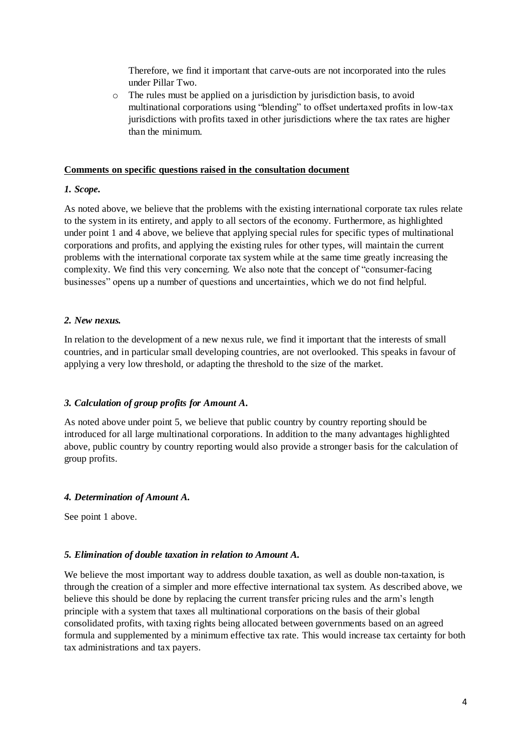Therefore, we find it important that carve-outs are not incorporated into the rules under Pillar Two.

- The rules must be applied on a jurisdiction by jurisdiction basis, to avoid multinational corporations using "blending" to offset undertaxed profits in low-tax jurisdictions with profits taxed in other jurisdictions where the tax rates are higher than the minimum.

**Comments on specific questions raised in the consultation document**

***1. Scope.***

As noted above, we believe that the problems with the existing international corporate tax rules relate to the system in its entirety, and apply to all sectors of the economy. Furthermore, as highlighted under point 1 and 4 above, we believe that applying special rules for specific types of multinational corporations and profits, and applying the existing rules for other types, will maintain the current problems with the international corporate tax system while at the same time greatly increasing the complexity. We find this very concerning. We also note that the concept of "consumer-facing businesses" opens up a number of questions and uncertainties, which we do not find helpful.

***2. New nexus.***

In relation to the development of a new nexus rule, we find it important that the interests of small countries, and in particular small developing countries, are not overlooked. This speaks in favour of applying a very low threshold, or adapting the threshold to the size of the market.

***3. Calculation of group profits for Amount A.***

As noted above under point 5, we believe that public country by country reporting should be introduced for all large multinational corporations. In addition to the many advantages highlighted above, public country by country reporting would also provide a stronger basis for the calculation of group profits.

***4. Determination of Amount A.***

See point 1 above.

***5. Elimination of double taxation in relation to Amount A.***

We believe the most important way to address double taxation, as well as double non-taxation, is through the creation of a simpler and more effective international tax system. As described above, we believe this should be done by replacing the current transfer pricing rules and the arm's length principle with a system that taxes all multinational corporations on the basis of their global consolidated profits, with taxing rights being allocated between governments based on an agreed formula and supplemented by a minimum effective tax rate. This would increase tax certainty for both tax administrations and tax payers.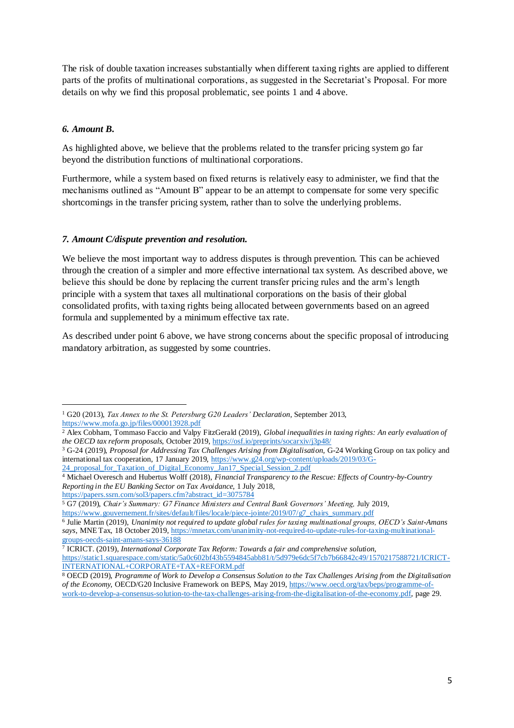The risk of double taxation increases substantially when different taxing rights are applied to different parts of the profits of multinational corporations, as suggested in the Secretariat's Proposal. For more details on why we find this proposal problematic, see points 1 and 4 above.

### *6. Amount B.*

As highlighted above, we believe that the problems related to the transfer pricing system go far beyond the distribution functions of multinational corporations.

Furthermore, while a system based on fixed returns is relatively easy to administer, we find that the mechanisms outlined as "Amount B" appear to be an attempt to compensate for some very specific shortcomings in the transfer pricing system, rather than to solve the underlying problems.

### *7. Amount C/dispute prevention and resolution.*

We believe the most important way to address disputes is through prevention. This can be achieved through the creation of a simpler and more effective international tax system. As described above, we believe this should be done by replacing the current transfer pricing rules and the arm's length principle with a system that taxes all multinational corporations on the basis of their global consolidated profits, with taxing rights being allocated between governments based on an agreed formula and supplemented by a minimum effective tax rate.

As described under point 6 above, we have strong concerns about the specific proposal of introducing mandatory arbitration, as suggested by some countries.

---

[1] G20 (2013), *Tax Annex to the St. Petersburg G20 Leaders' Declaration*, September 2013, https://www.mofa.go.jp/files/000013928.pdf

[2] Alex Cobham, Tommaso Faccio and Valpy FitzGerald (2019), *Global inequalities in taxing rights: An early evaluation of the OECD tax reform proposals*, October 2019, https://osf.io/preprints/socarxiv/j3p48/

[3] G-24 (2019), *Proposal for Addressing Tax Challenges Arising from Digitalisation*, G-24 Working Group on tax policy and international tax cooperation, 17 January 2019, https://www.g24.org/wp-content/uploads/2019/03/G-24_proposal_for_Taxation_of_Digital_Economy_Jan17_Special_Session_2.pdf

[4] Michael Overesch and Hubertus Wolff (2018), *Financial Transparency to the Rescue: Effects of Country-by-Country Reporting in the EU Banking Sector on Tax Avoidance*, 1 July 2018, https://papers.ssrn.com/sol3/papers.cfm?abstract_id=3075784

[5] G7 (2019), *Chair's Summary: G7 Finance Ministers and Central Bank Governors' Meeting,* July 2019, https://www.gouvernement.fr/sites/default/files/locale/piece-jointe/2019/07/g7_chairs_summary.pdf

[6] Julie Martin (2019), *Unanimity not required to update global rules for taxing multinational groups, OECD's Saint-Amans says*, MNE Tax, 18 October 2019, https://mnetax.com/unanimity-not-required-to-update-rules-for-taxing-multinational-groups-oecds-saint-amans-says-36188

[7] ICRICT. (2019), *International Corporate Tax Reform: Towards a fair and comprehensive solution*, https://static1.squarespace.com/static/5a0c602bf43b5594845abb81/t/5d979e6dc5f7cb7b66842c49/1570217588721/ICRICT-INTERNATIONAL+CORPORATE+TAX+REFORM.pdf

[8] OECD (2019), *Programme of Work to Develop a Consensus Solution to the Tax Challenges Arising from the Digitalisation of the Economy*, OECD/G20 Inclusive Framework on BEPS, May 2019, https://www.oecd.org/tax/beps/programme-of-work-to-develop-a-consensus-solution-to-the-tax-challenges-arising-from-the-digitalisation-of-the-economy.pdf, page 29.